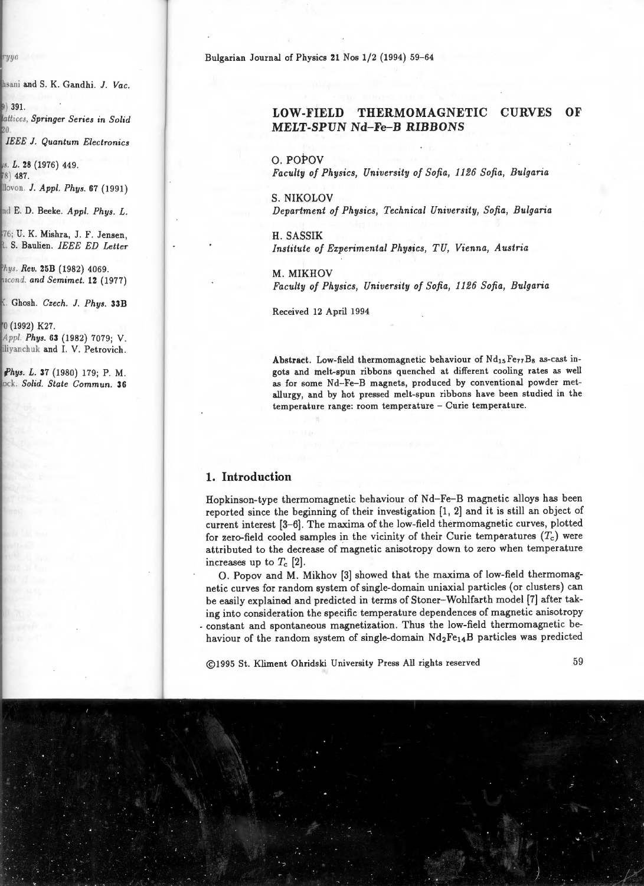# LOW-FIELD THERMOMAGNETIC CURVES OF *MELT-SPUN Nd–Fe–B RIBBONS*

O. POPOV
*Faculty of Physics, University of Sofia, 1126 Sofia, Bulgaria*

S. NIKOLOV
*Department of Physics, Technical University, Sofia, Bulgaria*

H. SASSIK
*Institute of Experimental Physics, TU, Vienna, Austria*

M. MIKHOV
*Faculty of Physics, University of Sofia, 1126 Sofia, Bulgaria*

Received 12 April 1994

**Abstract.** Low-field thermomagnetic behaviour of $Nd_{15}Fe_{77}B_8$ as-cast ingots and melt-spun ribbons quenched at different cooling rates as well as for some Nd–Fe–B magnets, produced by conventional powder metallurgy, and by hot pressed melt-spun ribbons have been studied in the temperature range: room temperature – Curie temperature.

## 1. Introduction

Hopkinson-type thermomagnetic behaviour of Nd–Fe–B magnetic alloys has been reported since the beginning of their investigation [1, 2] and it is still an object of current interest [3–6]. The maxima of the low-field thermomagnetic curves, plotted for zero-field cooled samples in the vicinity of their Curie temperatures ($T_c$) were attributed to the decrease of magnetic anisotropy down to zero when temperature increases up to $T_c$ [2].

O. Popov and M. Mikhov [3] showed that the maxima of low-field thermomagnetic curves for random system of single-domain uniaxial particles (or clusters) can be easily explained and predicted in terms of Stoner–Wohlfarth model [7] after taking into consideration the specific temperature dependences of magnetic anisotropy constant and spontaneous magnetization. Thus the low-field thermomagnetic behaviour of the random system of single-domain $Nd_2Fe_{14}B$ particles was predicted

©1995 St. Kliment Ohridski University Press All rights reserved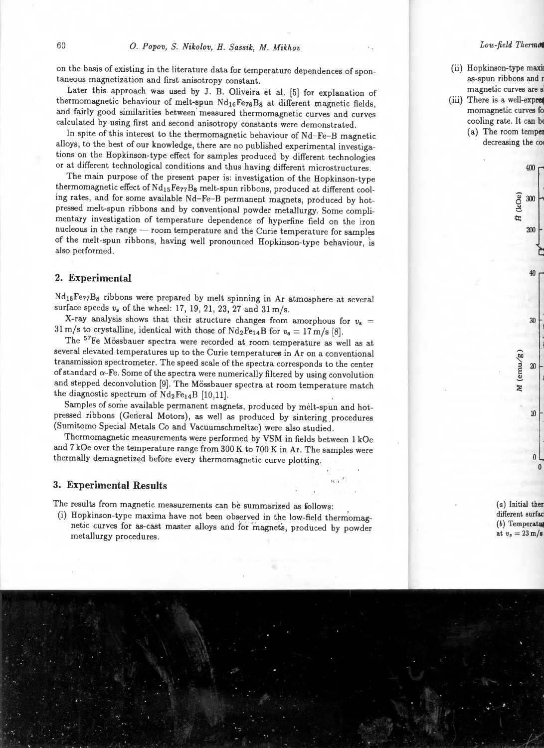on the basis of existing in the literature data for temperature dependences of spontaneous magnetization and first anisotropy constant.

Later this approach was used by J. B. Oliveira et al. [5] for explanation of thermomagnetic behaviour of melt-spun $Nd_{16}Fe_{76}B_8$ at different magnetic fields, and fairly good similarities between measured thermomagnetic curves and curves calculated by using first and second anisotropy constants were demonstrated.

In spite of this interest to the thermomagnetic behaviour of Nd–Fe–B magnetic alloys, to the best of our knowledge, there are no published experimental investigations on the Hopkinson-type effect for samples produced by different technologies or at different technological conditions and thus having different microstructures.

The main purpose of the present paper is: investigation of the Hopkinson-type thermomagnetic effect of $Nd_{15}Fe_{77}B_8$ melt-spun ribbons, produced at different cooling rates, and for some available Nd–Fe–B permanent magnets, produced by hot-pressed melt-spun ribbons and by conventional powder metallurgy. Some complimentary investigation of temperature dependence of hyperfine field on the iron nucleous in the range — room temperature and the Curie temperature for samples of the melt-spun ribbons, having well pronounced Hopkinson-type behaviour, is also performed.

## 2. Experimental

$Nd_{15}Fe_{77}B_8$ ribbons were prepared by melt spinning in Ar atmosphere at several surface speeds $v_s$ of the wheel: 17, 19, 21, 23, 27 and 31 m/s.

X-ray analysis shows that their structure changes from amorphous for $v_s = 31$ m/s to crystalline, identical with those of $Nd_2Fe_{14}B$ for $v_s = 17$ m/s [8].

The $^{57}Fe$ Mössbauer spectra were recorded at room temperature as well as at several elevated temperatures up to the Curie temperatures in Ar on a conventional transmission spectrometer. The speed scale of the spectra corresponds to the center of standard $\alpha$-Fe. Some of the spectra were numerically filtered by using convolution and stepped deconvolution [9]. The Mössbauer spectra at room temperature match the diagnostic spectrum of $Nd_2Fe_{14}B$ [10,11].

Samples of some available permanent magnets, produced by melt-spun and hot-pressed ribbons (General Motors), as well as produced by sintering procedures (Sumitomo Special Metals Co and Vacuumschmeltze) were also studied.

Thermomagnetic measurements were performed by VSM in fields between 1 kOe and 7 kOe over the temperature range from 300 K to 700 K in Ar. The samples were thermally demagnetized before every thermomagnetic curve plotting.

## 3. Experimental Results

The results from magnetic measurements can be summarized as follows:

(i) Hopkinson-type maxima have not been observed in the low-field thermomagnetic curves for as-cast master alloys and for magnets, produced by powder metallurgy procedures.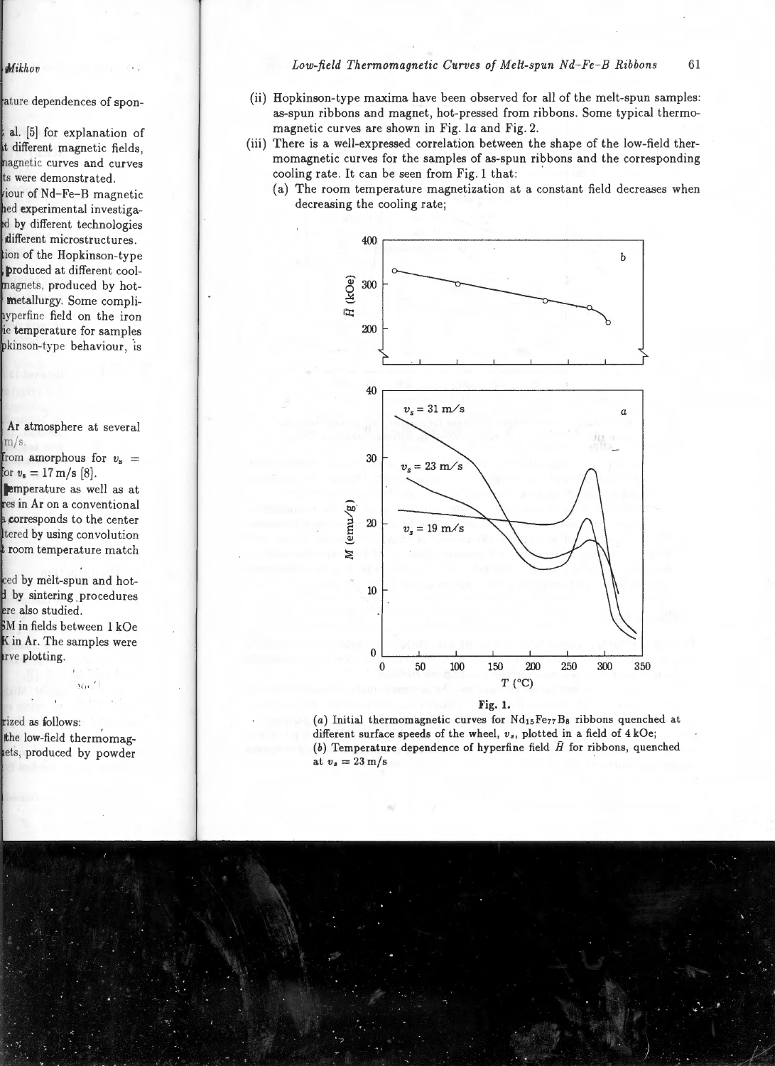(ii) Hopkinson-type maxima have been observed for all of the melt-spun samples: as-spun ribbons and magnet, hot-pressed from ribbons. Some typical thermomagnetic curves are shown in Fig. 1*a* and Fig. 2.

(iii) There is a well-expressed correlation between the shape of the low-field thermomagnetic curves for the samples of as-spun ribbons and the corresponding cooling rate. It can be seen from Fig. 1 that:

(a) The room temperature magnetization at a constant field decreases when decreasing the cooling rate;

**Fig. 1.**
(*a*) Initial thermomagnetic curves for $Nd_{15}Fe_{77}B_8$ ribbons quenched at different surface speeds of the wheel, $v_s$, plotted in a field of 4 kOe;
(*b*) Temperature dependence of hyperfine field $\bar{H}$ for ribbons, quenched at $v_s = 23$ m/s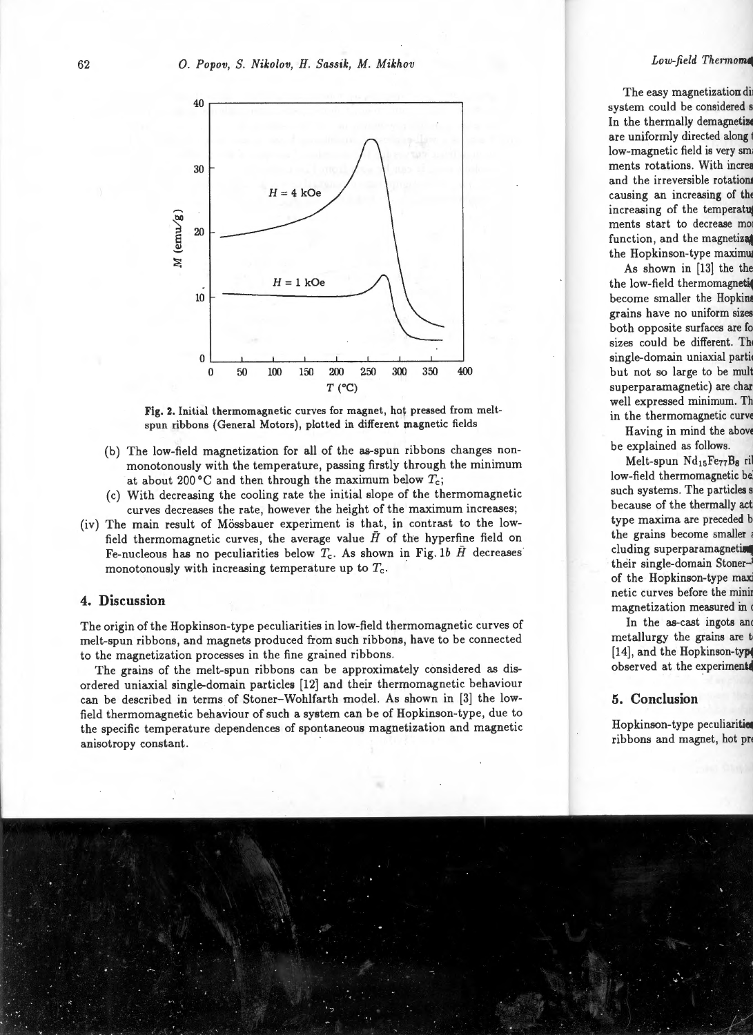Fig. 2. Initial thermomagnetic curves for magnet, hot pressed from melt-spun ribbons (General Motors), plotted in different magnetic fields

(b) The low-field magnetization for all of the as-spun ribbons changes non-monotonously with the temperature, passing firstly through the minimum at about 200 °C and then through the maximum below $T_c$;

(c) With decreasing the cooling rate the initial slope of the thermomagnetic curves decreases the rate, however the height of the maximum increases;

(iv) The main result of Mössbauer experiment is that, in contrast to the low-field thermomagnetic curves, the average value $\bar{H}$ of the hyperfine field on Fe-nucleous has no peculiarities below $T_c$. As shown in Fig. 1*b* $\bar{H}$ decreases monotonously with increasing temperature up to $T_c$.

## 4. Discussion

The origin of the Hopkinson-type peculiarities in low-field thermomagnetic curves of melt-spun ribbons, and magnets produced from such ribbons, have to be connected to the magnetization processes in the fine grained ribbons.

The grains of the melt-spun ribbons can be approximately considered as disordered uniaxial single-domain particles [12] and their thermomagnetic behaviour can be described in terms of Stoner–Wohlfarth model. As shown in [3] the low-field thermomagnetic behaviour of such a system can be of Hopkinson-type, due to the specific temperature dependences of spontaneous magnetization and magnetic anisotropy constant.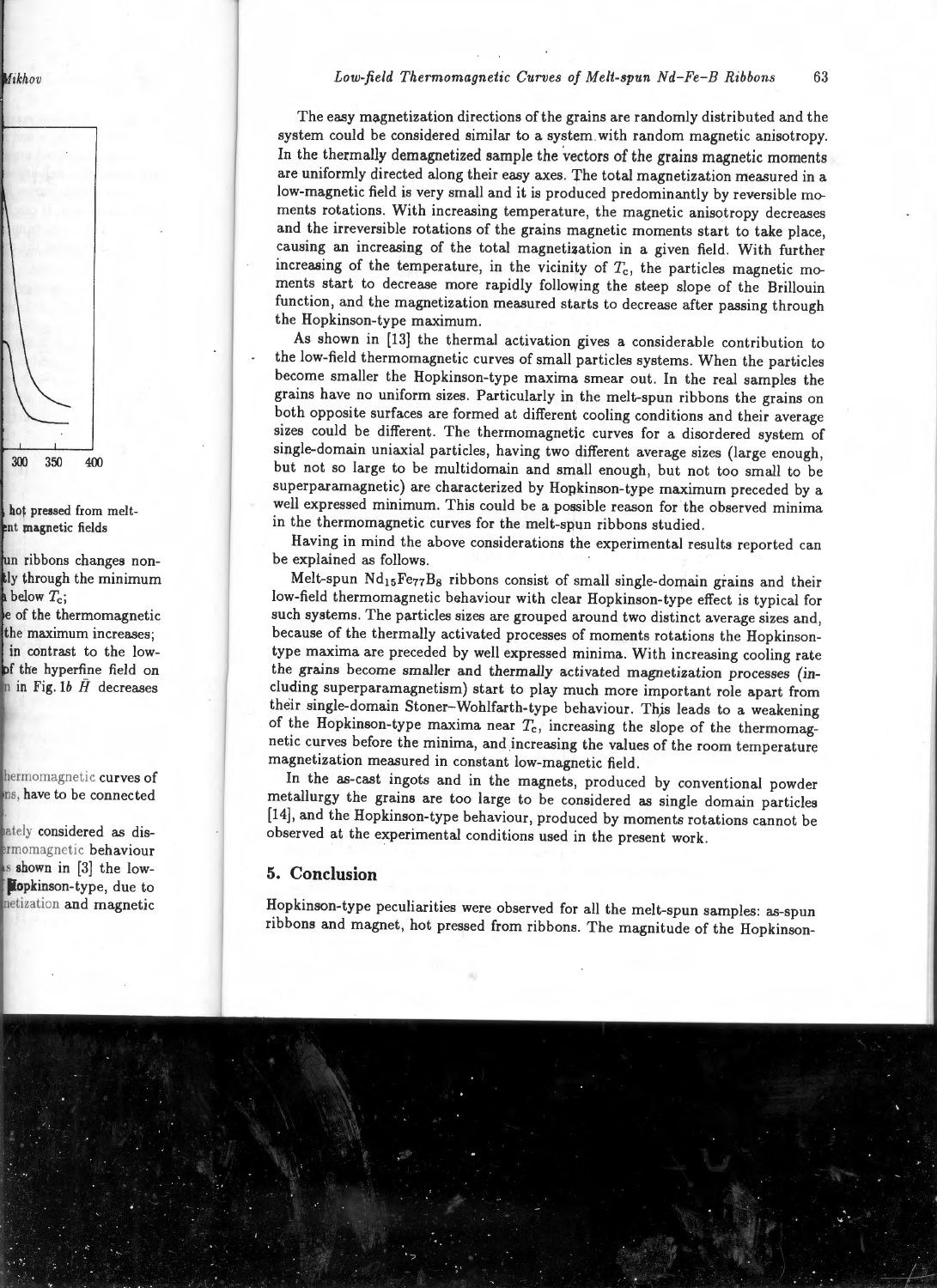The easy magnetization directions of the grains are randomly distributed and the system could be considered similar to a system with random magnetic anisotropy. In the thermally demagnetized sample the vectors of the grains magnetic moments are uniformly directed along their easy axes. The total magnetization measured in a low-magnetic field is very small and it is produced predominantly by reversible moments rotations. With increasing temperature, the magnetic anisotropy decreases and the irreversible rotations of the grains magnetic moments start to take place, causing an increasing of the total magnetization in a given field. With further increasing of the temperature, in the vicinity of $T_c$, the particles magnetic moments start to decrease more rapidly following the steep slope of the Brillouin function, and the magnetization measured starts to decrease after passing through the Hopkinson-type maximum.

As shown in [13] the thermal activation gives a considerable contribution to the low-field thermomagnetic curves of small particles systems. When the particles become smaller the Hopkinson-type maxima smear out. In the real samples the grains have no uniform sizes. Particularly in the melt-spun ribbons the grains on both opposite surfaces are formed at different cooling conditions and their average sizes could be different. The thermomagnetic curves for a disordered system of single-domain uniaxial particles, having two different average sizes (large enough, but not so large to be multidomain and small enough, but not too small to be superparamagnetic) are characterized by Hopkinson-type maximum preceded by a well expressed minimum. This could be a possible reason for the observed minima in the thermomagnetic curves for the melt-spun ribbons studied.

Having in mind the above considerations the experimental results reported can be explained as follows.

Melt-spun $Nd_{15}Fe_{77}B_8$ ribbons consist of small single-domain grains and their low-field thermomagnetic behaviour with clear Hopkinson-type effect is typical for such systems. The particles sizes are grouped around two distinct average sizes and, because of the thermally activated processes of moments rotations the Hopkinson-type maxima are preceded by well expressed minima. With increasing cooling rate the grains become smaller and thermally activated magnetization processes (*including superparamagnetism*) start to play much more important role apart from their single-domain Stoner–Wohlfarth-type behaviour. This leads to a weakening of the Hopkinson-type maxima near $T_c$, increasing the slope of the thermomagnetic curves before the minima, and increasing the values of the room temperature magnetization measured in constant low-magnetic field.

In the as-cast ingots and in the magnets, produced by conventional powder metallurgy the grains are too large to be considered as single domain particles [14], and the Hopkinson-type behaviour, produced by moments rotations cannot be observed at the experimental conditions used in the present work.

## 5. Conclusion

Hopkinson-type peculiarities were observed for all the melt-spun samples: as-spun ribbons and magnet, hot pressed from ribbons. The magnitude of the Hopkinson-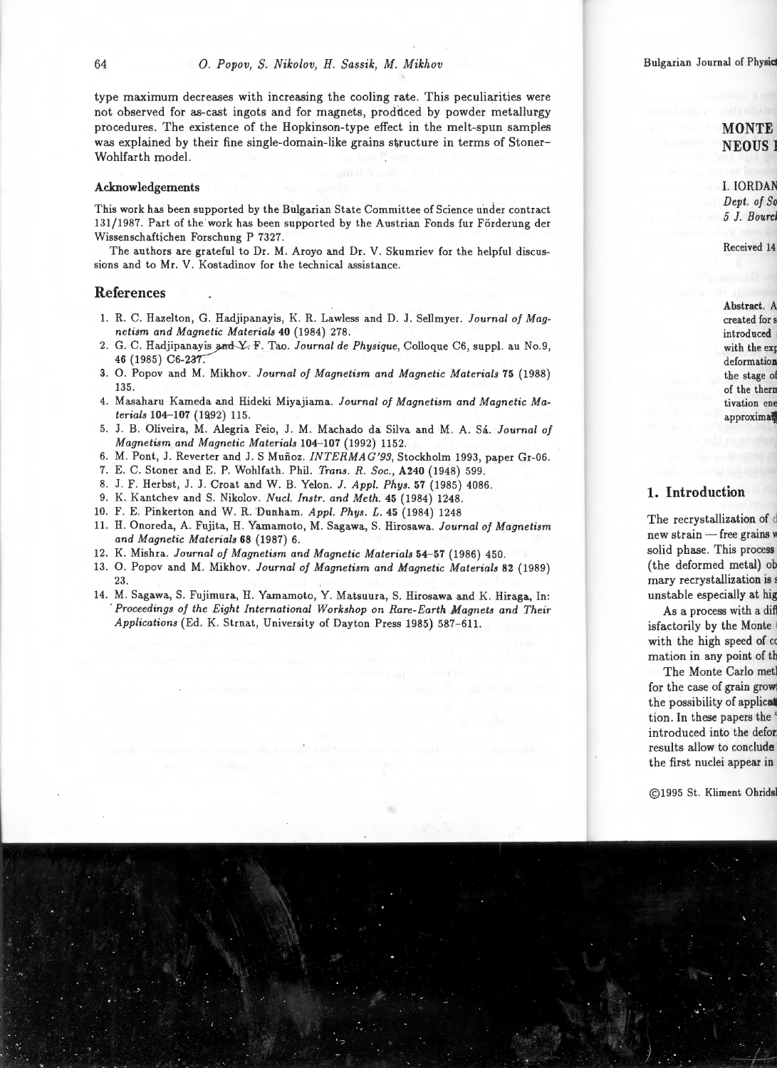type maximum decreases with increasing the cooling rate. This peculiarities were not observed for as-cast ingots and for magnets, prodiced by powder metallurgy procedures. The existence of the Hopkinson-type effect in the melt-spun samples was explained by their fine single-domain-like grains structure in terms of Stoner-Wohlfarth model.

### Acknowledgements

This work has been supported by the Bulgarian State Committee of Science under contract 131/1987. Part of the work has been supported by the Austrian Fonds fur Förderung der Wissenschaftichen Forschung P 7327.

The authors are grateful to Dr. M. Aroyo and Dr. V. Skumriev for the helpful discussions and to Mr. V. Kostadinov for the technical assistance.

## References

1. R. C. Hazelton, G. Hadjipanayis, K. R. Lawless and D. J. Sellmyer. *Journal of Magnetism and Magnetic Materials* **40** (1984) 278.
2. G. C. Hadjipanayis and Y. F. Tao. *Journal de Physique*, Colloque C6, suppl. au No.9, 46 (1985) C6-237.
3. O. Popov and M. Mikhov. *Journal of Magnetism and Magnetic Materials* **75** (1988) 135.
4. Masaharu Kameda and Hideki Miyajiama. *Journal of Magnetism and Magnetic Materials* **104–107** (1992) 115.
5. J. B. Oliveira, M. Alegria Feio, J. M. Machado da Silva and M. A. Sá. *Journal of Magnetism and Magnetic Materials* **104–107** (1992) 1152.
6. M. Pont, J. Reverter and J. S Muñoz. *INTERMAG'93*, Stockholm 1993, paper Gr-06.
7. E. C. Stoner and E. P. Wohlfath. Phil. *Trans. R. Soc.*, **A240** (1948) 599.
8. J. F. Herbst, J. J. Croat and W. B. Yelon. *J. Appl. Phys.* **57** (1985) 4086.
9. K. Kantchev and S. Nikolov. *Nucl. Instr. and Meth.* **45** (1984) 1248.
10. F. E. Pinkerton and W. R. Dunham. *Appl. Phys. L.* **45** (1984) 1248
11. H. Onoreda, A. Fujita, H. Yamamoto, M. Sagawa, S. Hirosawa. *Journal of Magnetism and Magnetic Materials* **68** (1987) 6.
12. K. Mishra. *Journal of Magnetism and Magnetic Materials* **54–57** (1986) 450.
13. O. Popov and M. Mikhov. *Journal of Magnetism and Magnetic Materials* **82** (1989) 23.
14. M. Sagawa, S. Fujimura, H. Yamamoto, Y. Matsuura, S. Hirosawa and K. Hiraga, In: *Proceedings of the Eight International Workshop on Rare-Earth Magnets and Their Applications* (Ed. K. Strnat, University of Dayton Press 1985) 587–611.